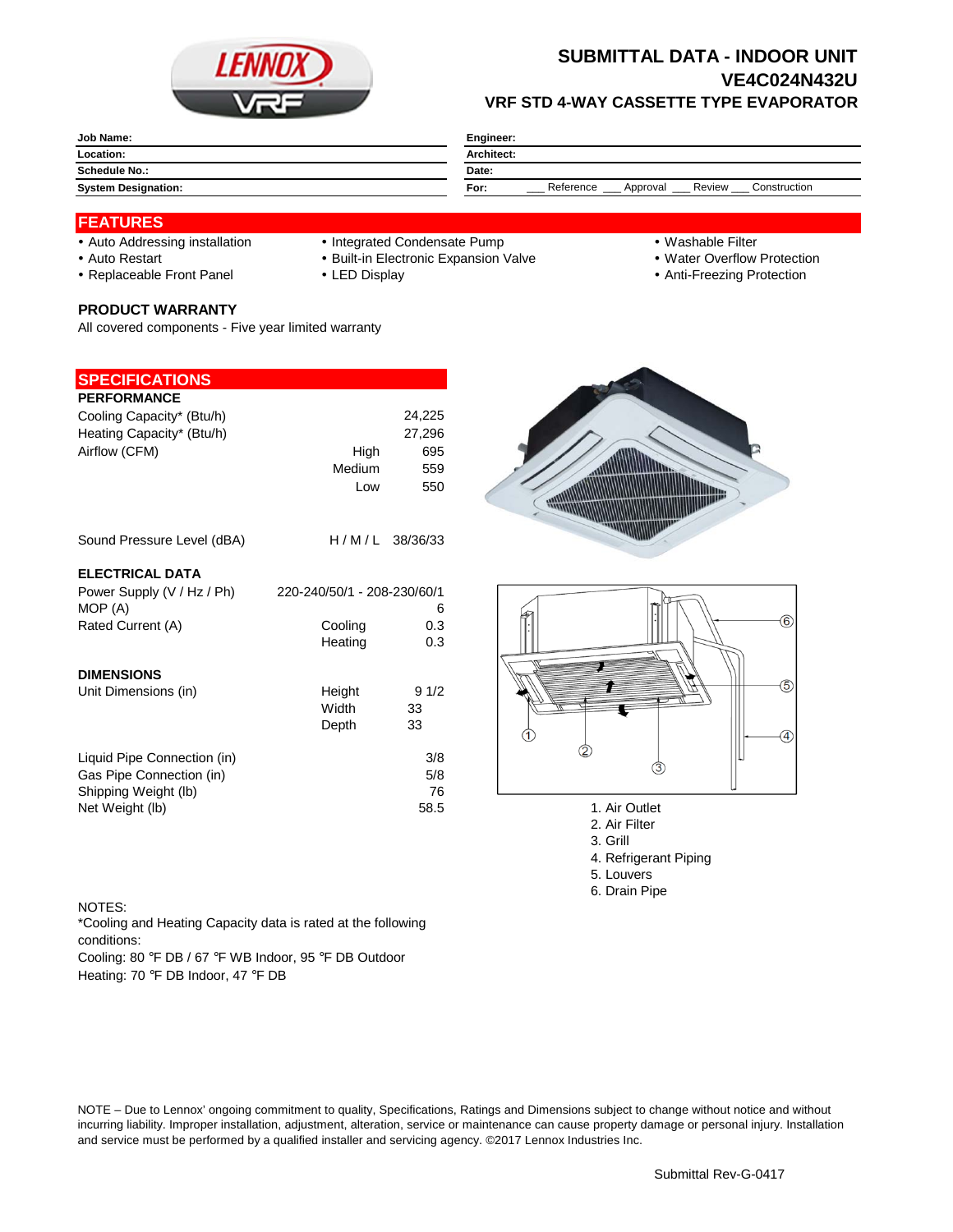# SUBMITTAL DATA - INDOOR UNIT
## VE4C024N432U
### VRF STD 4-WAY CASSETTE TYPE EVAPORATOR

| | |
|---|---|
| **Job Name:** | **Engineer:** |
| **Location:** | **Architect:** |
| **Schedule No.:** | **Date:** |
| **System Designation:** | **For:** ___ Reference ___ Approval ___ Review ___ Construction |

## FEATURES

- Auto Addressing installation
- Auto Restart
- Replaceable Front Panel
- Integrated Condensate Pump
- Built-in Electronic Expansion Valve
- LED Display
- Washable Filter
- Water Overflow Protection
- Anti-Freezing Protection

### PRODUCT WARRANTY

All covered components - Five year limited warranty

## SPECIFICATIONS

**PERFORMANCE**

| | | |
|---|---|---|
| Cooling Capacity* (Btu/h) | | 24,225 |
| Heating Capacity* (Btu/h) | | 27,296 |
| Airflow (CFM) | High | 695 |
| | Medium | 559 |
| | Low | 550 |
| Sound Pressure Level (dBA) | H / M / L | 38/36/33 |

**ELECTRICAL DATA**

| | | |
|---|---|---|
| Power Supply (V / Hz / Ph) | | 220-240/50/1 - 208-230/60/1 |
| MOP (A) | | 6 |
| Rated Current (A) | Cooling | 0.3 |
| | Heating | 0.3 |

**DIMENSIONS**

| | | |
|---|---|---|
| Unit Dimensions (in) | Height | 9 1/2 |
| | Width | 33 |
| | Depth | 33 |
| Liquid Pipe Connection (in) | | 3/8 |
| Gas Pipe Connection (in) | | 5/8 |
| Shipping Weight (lb) | | 76 |
| Net Weight (lb) | | 58.5 |

1. Air Outlet
2. Air Filter
3. Grill
4. Refrigerant Piping
5. Louvers
6. Drain Pipe

NOTES:
*Cooling and Heating Capacity data is rated at the following conditions:
Cooling: 80 °F DB / 67 °F WB Indoor, 95 °F DB Outdoor
Heating: 70 °F DB Indoor, 47 °F DB

NOTE – Due to Lennox' ongoing commitment to quality, Specifications, Ratings and Dimensions subject to change without notice and without incurring liability. Improper installation, adjustment, alteration, service or maintenance can cause property damage or personal injury. Installation and service must be performed by a qualified installer and servicing agency. ©2017 Lennox Industries Inc.

Submittal Rev-G-0417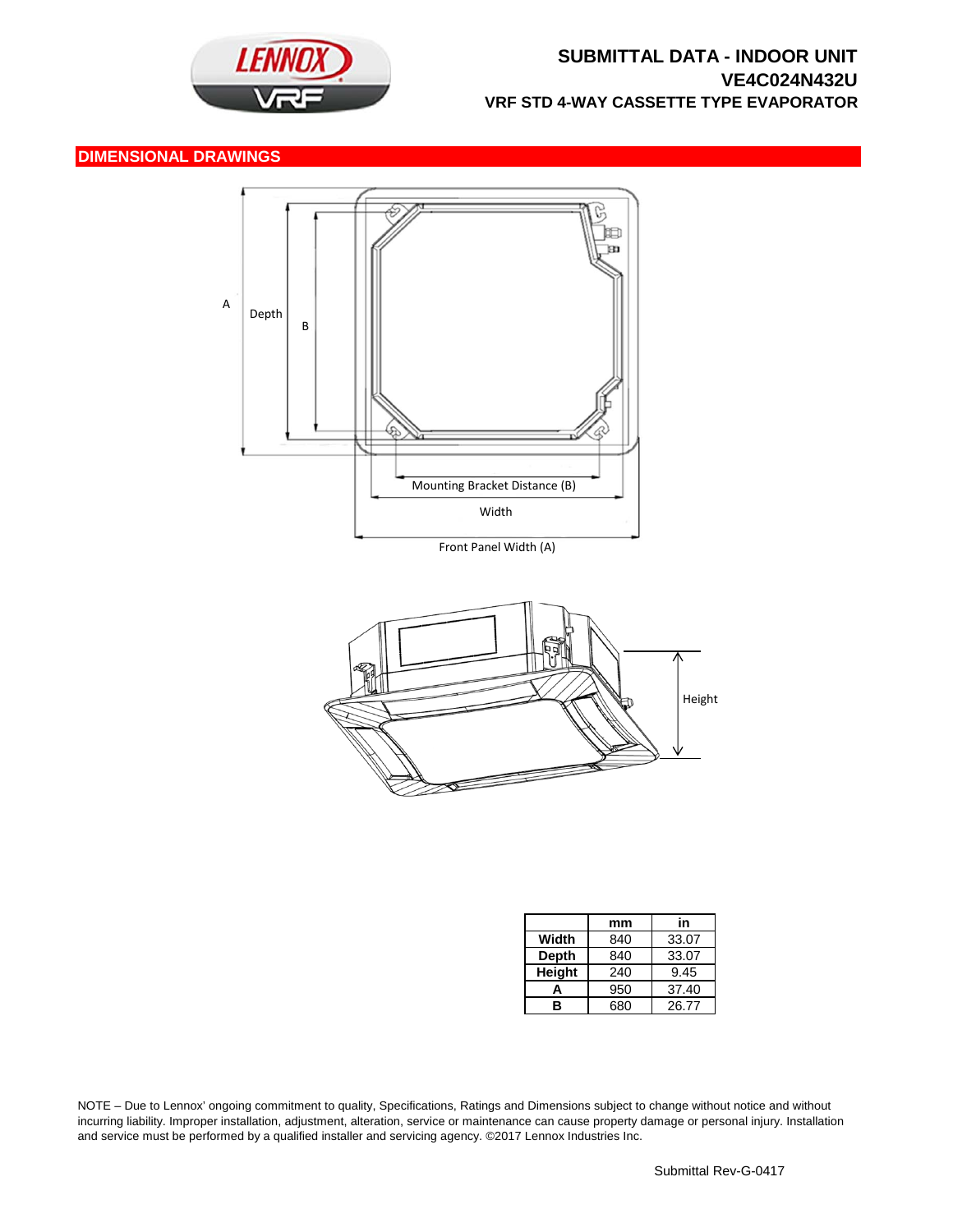# SUBMITTAL DATA - INDOOR UNIT
## VE4C024N432U
### VRF STD 4-WAY CASSETTE TYPE EVAPORATOR

## DIMENSIONAL DRAWINGS

A

Depth

B

Mounting Bracket Distance (B)

Width

Front Panel Width (A)

Height

| | mm | in |
|---|---|---|
| **Width** | 840 | 33.07 |
| **Depth** | 840 | 33.07 |
| **Height** | 240 | 9.45 |
| **A** | 950 | 37.40 |
| **B** | 680 | 26.77 |

NOTE – Due to Lennox' ongoing commitment to quality, Specifications, Ratings and Dimensions subject to change without notice and without incurring liability. Improper installation, adjustment, alteration, service or maintenance can cause property damage or personal injury. Installation and service must be performed by a qualified installer and servicing agency. ©2017 Lennox Industries Inc.

Submittal Rev-G-0417